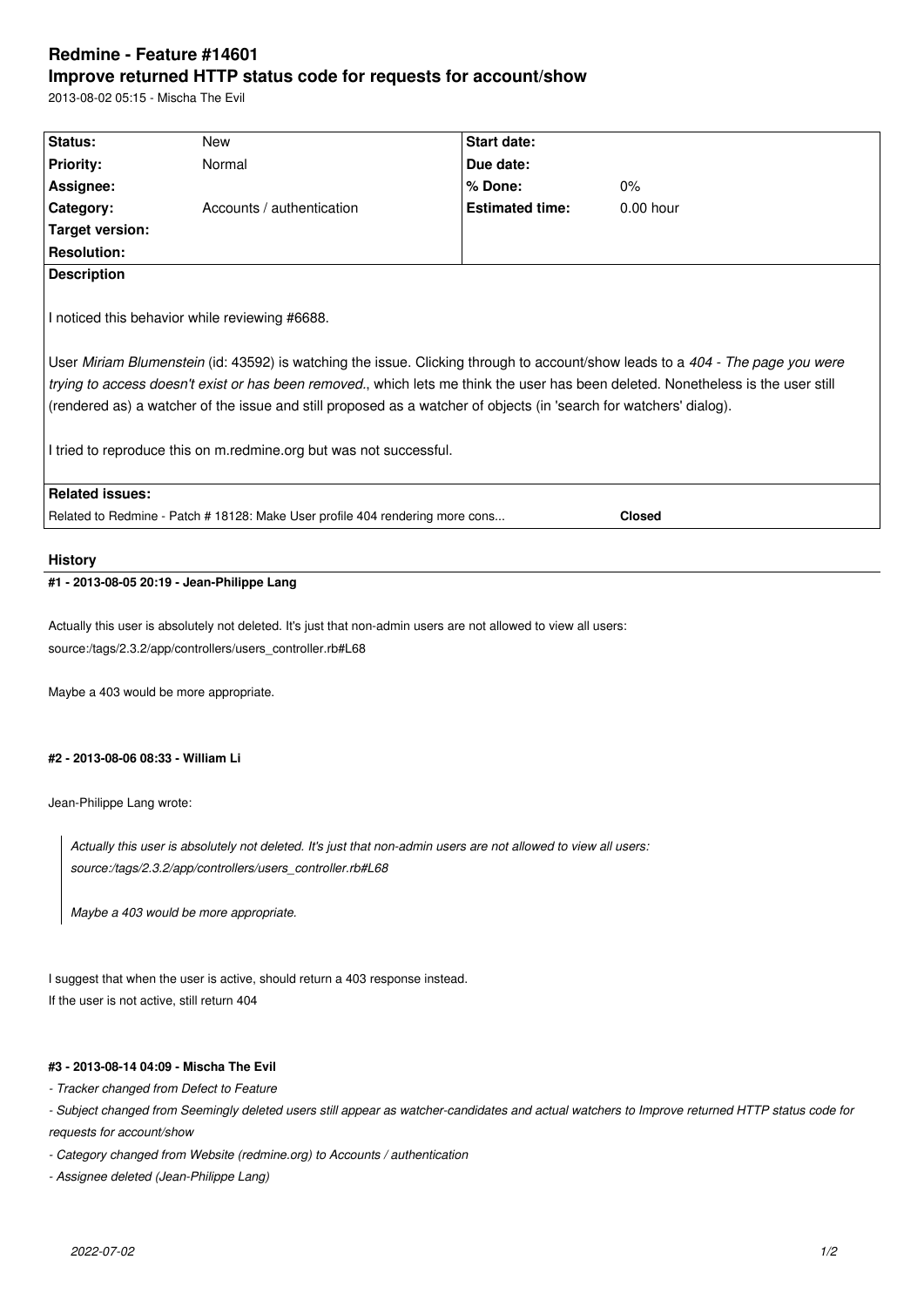# Redmine - Feature #14601

## Improve returned HTTP status code for requests for account/show

2013-08-02 05:15 - Mischa The Evil

| Status: | New | Start date: | |
|---|---|---|---|
| Priority: | Normal | Due date: | |
| Assignee: | | % Done: | 0% |
| Category: | Accounts / authentication | Estimated time: | 0.00 hour |
| Target version: | | | |
| Resolution: | | | |

**Description**

I noticed this behavior while reviewing #6688.

User *Miriam Blumenstein* (id: 43592) is watching the issue. Clicking through to account/show leads to a *404 - The page you were trying to access doesn't exist or has been removed.*, which lets me think the user has been deleted. Nonetheless is the user still (rendered as) a watcher of the issue and still proposed as a watcher of objects (in 'search for watchers' dialog).

I tried to reproduce this on m.redmine.org but was not successful.

**Related issues:**

Related to Redmine - Patch # 18128: Make User profile 404 rendering more cons... **Closed**

## History

#### #1 - 2013-08-05 20:19 - Jean-Philippe Lang

Actually this user is absolutely not deleted. It's just that non-admin users are not allowed to view all users:
source:/tags/2.3.2/app/controllers/users_controller.rb#L68

Maybe a 403 would be more appropriate.

#### #2 - 2013-08-06 08:33 - William Li

Jean-Philippe Lang wrote:

> *Actually this user is absolutely not deleted. It's just that non-admin users are not allowed to view all users:*
> *source:/tags/2.3.2/app/controllers/users_controller.rb#L68*
>
> *Maybe a 403 would be more appropriate.*

I suggest that when the user is active, should return a 403 response instead.
If the user is not active, still return 404

#### #3 - 2013-08-14 04:09 - Mischa The Evil

- *Tracker changed from Defect to Feature*
- *Subject changed from Seemingly deleted users still appear as watcher-candidates and actual watchers to Improve returned HTTP status code for requests for account/show*
- *Category changed from Website (redmine.org) to Accounts / authentication*
- *Assignee deleted (Jean-Philippe Lang)*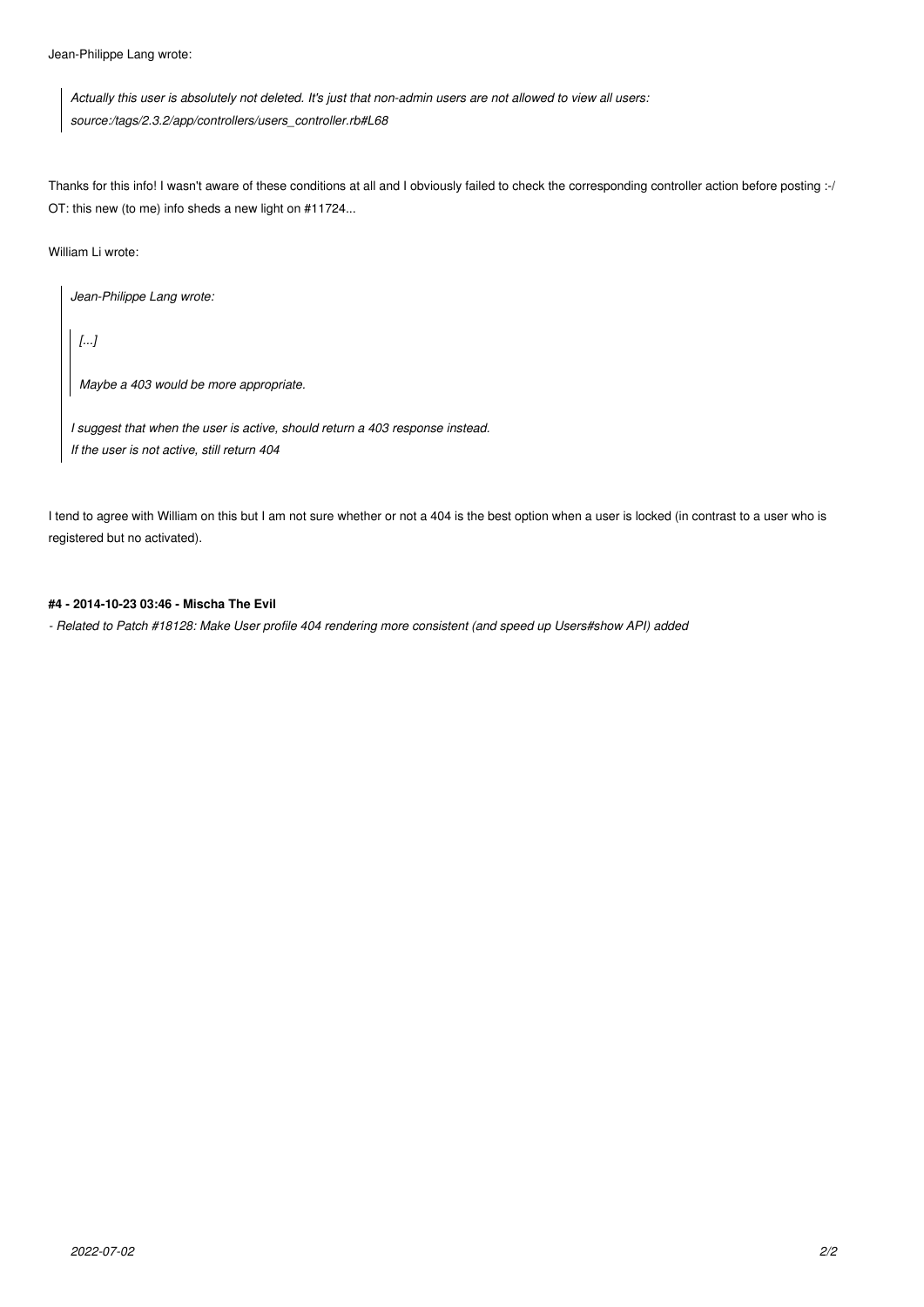Jean-Philippe Lang wrote:

> *Actually this user is absolutely not deleted. It's just that non-admin users are not allowed to view all users: source:/tags/2.3.2/app/controllers/users_controller.rb#L68*

Thanks for this info! I wasn't aware of these conditions at all and I obviously failed to check the corresponding controller action before posting :-/
OT: this new (to me) info sheds a new light on #11724...

William Li wrote:

> *Jean-Philippe Lang wrote:*
>
>> *[...]*
>>
>> *Maybe a 403 would be more appropriate.*
>
> *I suggest that when the user is active, should return a 403 response instead.*
> *If the user is not active, still return 404*

I tend to agree with William on this but I am not sure whether or not a 404 is the best option when a user is locked (in contrast to a user who is registered but no activated).

**#4 - 2014-10-23 03:46 - Mischa The Evil**

*- Related to Patch #18128: Make User profile 404 rendering more consistent (and speed up Users#show API) added*